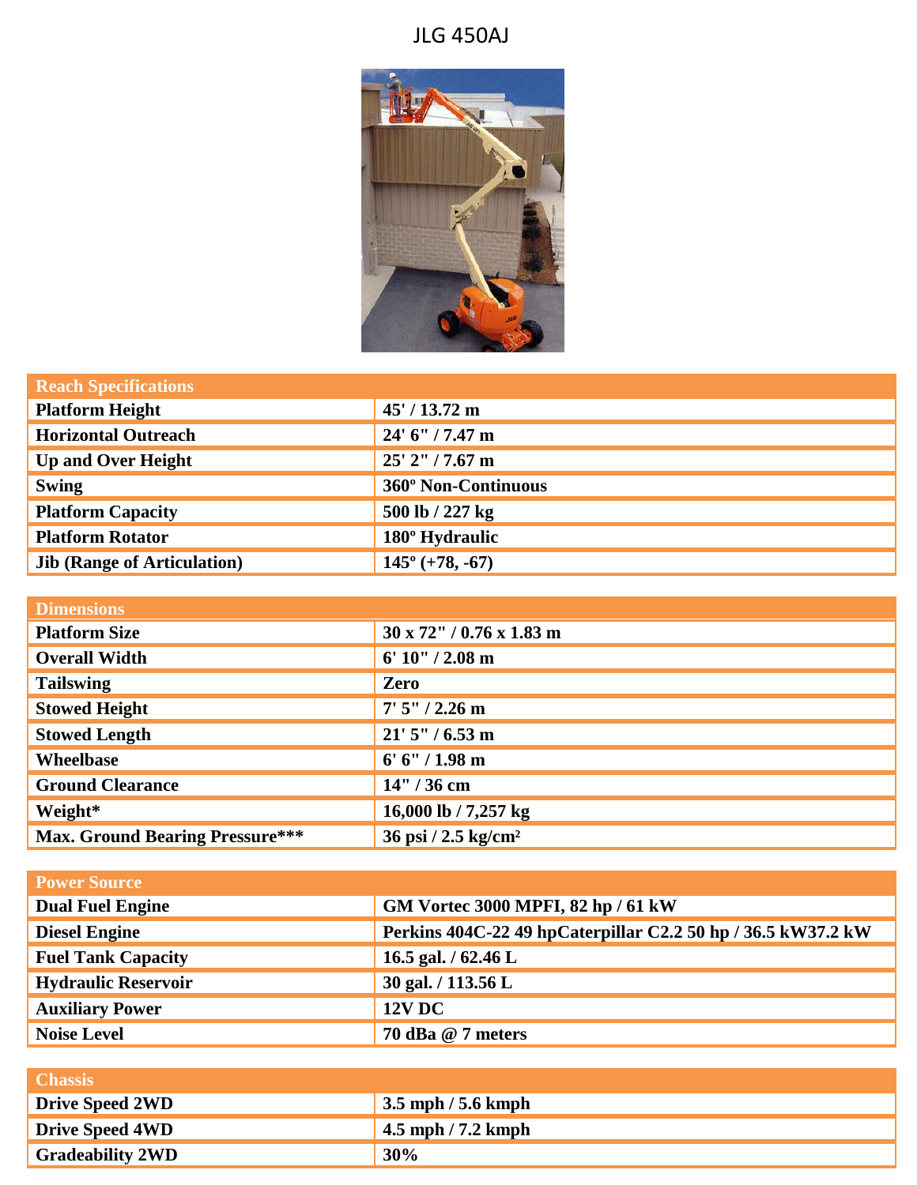# JLG 450AJ

| Reach Specifications | |
|---|---|
| Platform Height | 45' / 13.72 m |
| Horizontal Outreach | 24' 6" / 7.47 m |
| Up and Over Height | 25' 2" / 7.67 m |
| Swing | 360º Non-Continuous |
| Platform Capacity | 500 lb / 227 kg |
| Platform Rotator | 180º Hydraulic |
| Jib (Range of Articulation) | 145º (+78, -67) |

| Dimensions | |
|---|---|
| Platform Size | 30 x 72" / 0.76 x 1.83 m |
| Overall Width | 6' 10" / 2.08 m |
| Tailswing | Zero |
| Stowed Height | 7' 5" / 2.26 m |
| Stowed Length | 21' 5" / 6.53 m |
| Wheelbase | 6' 6" / 1.98 m |
| Ground Clearance | 14" / 36 cm |
| Weight* | 16,000 lb / 7,257 kg |
| Max. Ground Bearing Pressure*** | 36 psi / 2.5 kg/cm² |

| Power Source | |
|---|---|
| Dual Fuel Engine | GM Vortec 3000 MPFI, 82 hp / 61 kW |
| Diesel Engine | Perkins 404C-22 49 hpCaterpillar C2.2 50 hp / 36.5 kW37.2 kW |
| Fuel Tank Capacity | 16.5 gal. / 62.46 L |
| Hydraulic Reservoir | 30 gal. / 113.56 L |
| Auxiliary Power | 12V DC |
| Noise Level | 70 dBa @ 7 meters |

| Chassis | |
|---|---|
| Drive Speed 2WD | 3.5 mph / 5.6 kmph |
| Drive Speed 4WD | 4.5 mph / 7.2 kmph |
| Gradeability 2WD | 30% |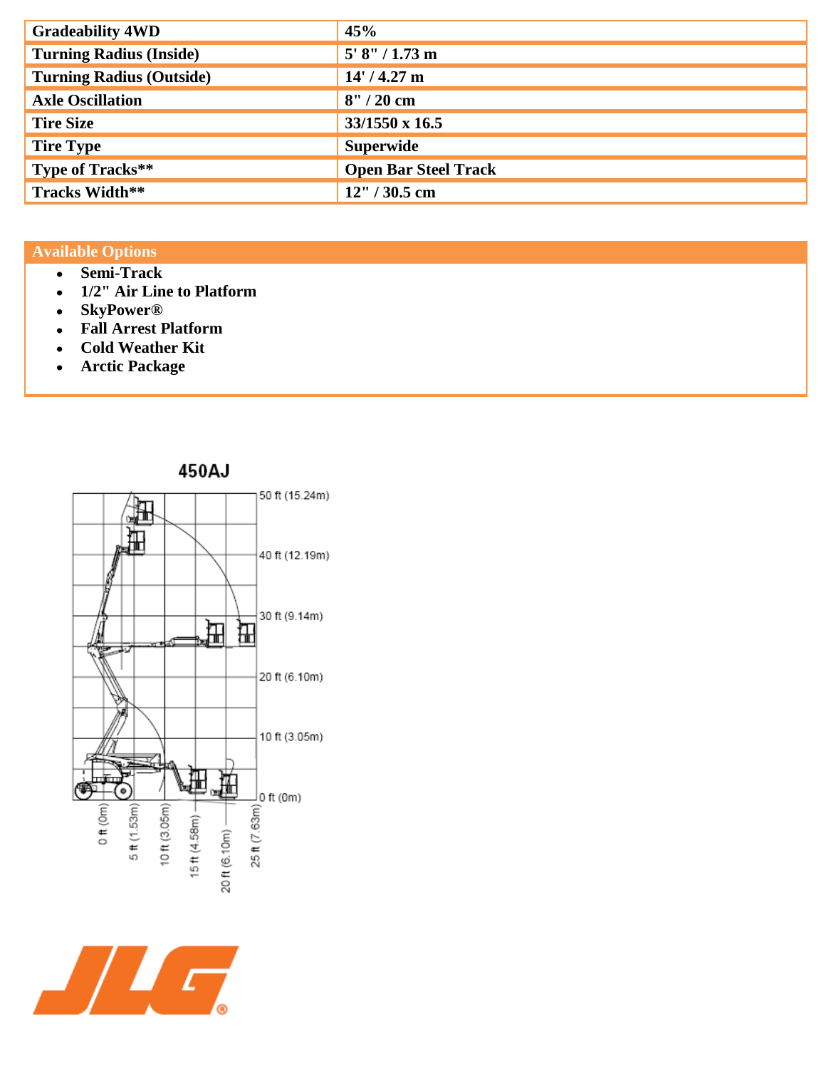| | |
|---|---|
| **Gradeability 4WD** | **45%** |
| **Turning Radius (Inside)** | **5' 8" / 1.73 m** |
| **Turning Radius (Outside)** | **14' / 4.27 m** |
| **Axle Oscillation** | **8" / 20 cm** |
| **Tire Size** | **33/1550 x 16.5** |
| **Tire Type** | **Superwide** |
| **Type of Tracks**** | **Open Bar Steel Track** |
| **Tracks Width**** | **12" / 30.5 cm** |

## Available Options

- **Semi-Track**
- **1/2" Air Line to Platform**
- **SkyPower®**
- **Fall Arrest Platform**
- **Cold Weather Kit**
- **Arctic Package**

450AJ

50 ft (15.24m)

40 ft (12.19m)

30 ft (9.14m)

20 ft (6.10m)

10 ft (3.05m)

0 ft (0m)

0 ft (0m)

5 ft (1.53m)

10 ft (3.05m)

15 ft (4.58m)

20 ft (6.10m)

25 ft (7.63m)

JLG®